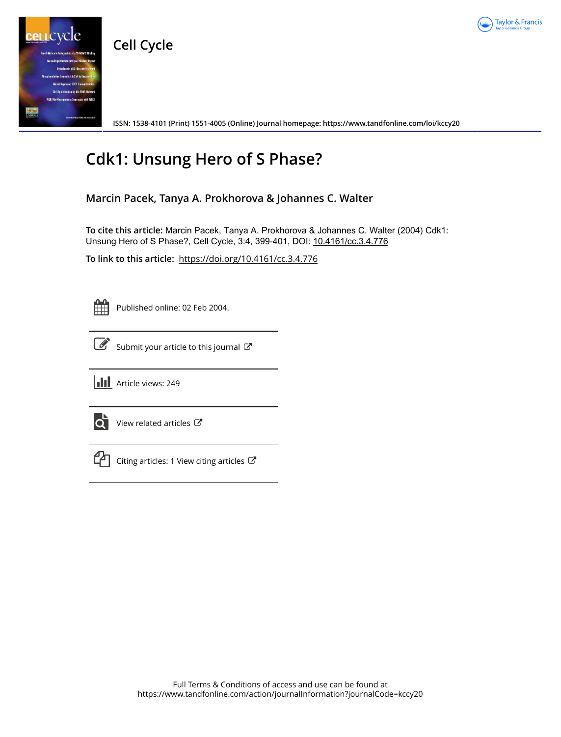Cell Cycle

ISSN: 1538-4101 (Print) 1551-4005 (Online) Journal homepage: https://www.tandfonline.com/loi/kccy20

# Cdk1: Unsung Hero of S Phase?

**Marcin Pacek, Tanya A. Prokhorova & Johannes C. Walter**

**To cite this article:** Marcin Pacek, Tanya A. Prokhorova & Johannes C. Walter (2004) Cdk1: Unsung Hero of S Phase?, Cell Cycle, 3:4, 399-401, DOI: 10.4161/cc.3.4.776

**To link to this article:** https://doi.org/10.4161/cc.3.4.776

Published online: 02 Feb 2004.

Submit your article to this journal

Article views: 249

View related articles

Citing articles: 1 View citing articles

Full Terms & Conditions of access and use can be found at
https://www.tandfonline.com/action/journalInformation?journalCode=kccy20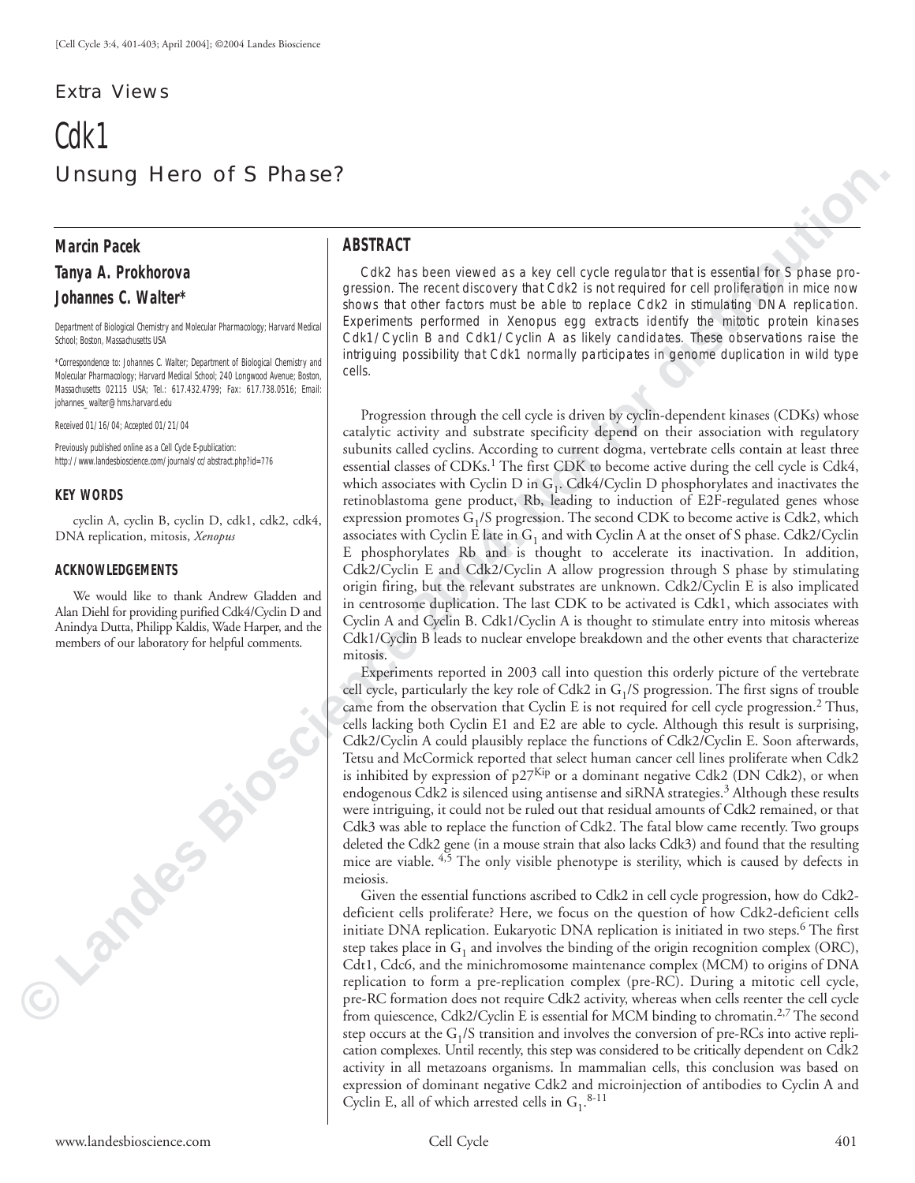Extra Views

# Cdk1

## Unsung Hero of S Phase?

**Marcin Pacek**

**Tanya A. Prokhorova**

**Johannes C. Walter***

Department of Biological Chemistry and Molecular Pharmacology; Harvard Medical School; Boston, Massachusetts USA

*Correspondence to: Johannes C. Walter; Department of Biological Chemistry and Molecular Pharmacology; Harvard Medical School; 240 Longwood Avenue; Boston, Massachusetts 02115 USA; Tel.: 617.432.4799; Fax: 617.738.0516; Email: johannes_walter@hms.harvard.edu

Received 01/16/04; Accepted 01/21/04

Previously published online as a Cell Cycle E-publication: http://www.landesbioscience.com/journals/cc/abstract.php?id=776

### KEY WORDS

cyclin A, cyclin B, cyclin D, cdk1, cdk2, cdk4, DNA replication, mitosis, *Xenopus*

### ACKNOWLEDGEMENTS

We would like to thank Andrew Gladden and Alan Diehl for providing purified Cdk4/Cyclin D and Anindya Dutta, Philipp Kaldis, Wade Harper, and the members of our laboratory for helpful comments.

## ABSTRACT

*Cdk2 has been viewed as a key cell cycle regulator that is essential for S phase progression. The recent discovery that Cdk2 is not required for cell proliferation in mice now shows that other factors must be able to replace Cdk2 in stimulating DNA replication. Experiments performed in Xenopus egg extracts identify the mitotic protein kinases Cdk1/Cyclin B and Cdk1/Cyclin A as likely candidates. These observations raise the intriguing possibility that Cdk1 normally participates in genome duplication in wild type cells.*

Progression through the cell cycle is driven by cyclin-dependent kinases (CDKs) whose catalytic activity and substrate specificity depend on their association with regulatory subunits called cyclins. According to current dogma, vertebrate cells contain at least three essential classes of CDKs.[1] The first CDK to become active during the cell cycle is Cdk4, which associates with Cyclin D in $G_1$. Cdk4/Cyclin D phosphorylates and inactivates the retinoblastoma gene product, Rb, leading to induction of E2F-regulated genes whose expression promotes $G_1$/S progression. The second CDK to become active is Cdk2, which associates with Cyclin E late in $G_1$ and with Cyclin A at the onset of S phase. Cdk2/Cyclin E phosphorylates Rb and is thought to accelerate its inactivation. In addition, Cdk2/Cyclin E and Cdk2/Cyclin A allow progression through S phase by stimulating origin firing, but the relevant substrates are unknown. Cdk2/Cyclin E is also implicated in centrosome duplication. The last CDK to be activated is Cdk1, which associates with Cyclin A and Cyclin B. Cdk1/Cyclin A is thought to stimulate entry into mitosis whereas Cdk1/Cyclin B leads to nuclear envelope breakdown and the other events that characterize mitosis.

Experiments reported in 2003 call into question this orderly picture of the vertebrate cell cycle, particularly the key role of Cdk2 in $G_1$/S progression. The first signs of trouble came from the observation that Cyclin E is not required for cell cycle progression.[2] Thus, cells lacking both Cyclin E1 and E2 are able to cycle. Although this result is surprising, Cdk2/Cyclin A could plausibly replace the functions of Cdk2/Cyclin E. Soon afterwards, Tetsu and McCormick reported that select human cancer cell lines proliferate when Cdk2 is inhibited by expression of $p27^{Kip}$ or a dominant negative Cdk2 (DN Cdk2), or when endogenous Cdk2 is silenced using antisense and siRNA strategies.[3] Although these results were intriguing, it could not be ruled out that residual amounts of Cdk2 remained, or that Cdk3 was able to replace the function of Cdk2. The fatal blow came recently. Two groups deleted the Cdk2 gene (in a mouse strain that also lacks Cdk3) and found that the resulting mice are viable.[4,5] The only visible phenotype is sterility, which is caused by defects in meiosis.

Given the essential functions ascribed to Cdk2 in cell cycle progression, how do Cdk2-deficient cells proliferate? Here, we focus on the question of how Cdk2-deficient cells initiate DNA replication. Eukaryotic DNA replication is initiated in two steps.[6] The first step takes place in $G_1$ and involves the binding of the origin recognition complex (ORC), Cdt1, Cdc6, and the minichromosome maintenance complex (MCM) to origins of DNA replication to form a pre-replication complex (pre-RC). During a mitotic cell cycle, pre-RC formation does not require Cdk2 activity, whereas when cells reenter the cell cycle from quiescence, Cdk2/Cyclin E is essential for MCM binding to chromatin.[2,7] The second step occurs at the $G_1$/S transition and involves the conversion of pre-RCs into active replication complexes. Until recently, this step was considered to be critically dependent on Cdk2 activity in all metazoans organisms. In mammalian cells, this conclusion was based on expression of dominant negative Cdk2 and microinjection of antibodies to Cyclin A and Cyclin E, all of which arrested cells in $G_1$.[8-11]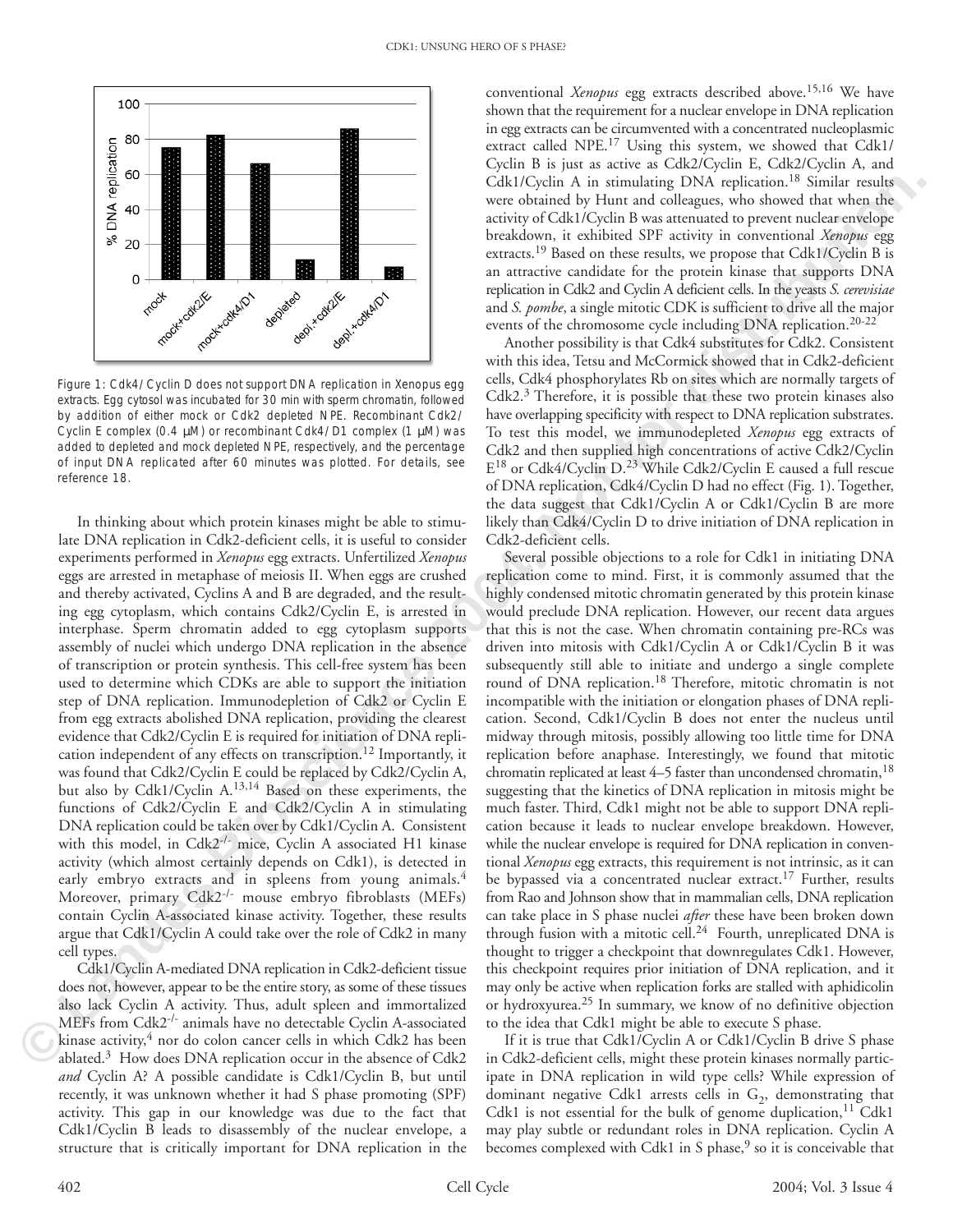Figure 1: Cdk4/Cyclin D does not support DNA replication in Xenopus egg extracts. Egg cytosol was incubated for 30 min with sperm chromatin, followed by addition of either mock or Cdk2 depleted NPE. Recombinant Cdk2/Cyclin E complex (0.4 μM) or recombinant Cdk4/D1 complex (1 μM) was added to depleted and mock depleted NPE, respectively, and the percentage of input DNA replicated after 60 minutes was plotted. For details, see reference 18.

In thinking about which protein kinases might be able to stimulate DNA replication in Cdk2-deficient cells, it is useful to consider experiments performed in *Xenopus* egg extracts. Unfertilized *Xenopus* eggs are arrested in metaphase of meiosis II. When eggs are crushed and thereby activated, Cyclins A and B are degraded, and the resulting egg cytoplasm, which contains Cdk2/Cyclin E, is arrested in interphase. Sperm chromatin added to egg cytoplasm supports assembly of nuclei which undergo DNA replication in the absence of transcription or protein synthesis. This cell-free system has been used to determine which CDKs are able to support the initiation step of DNA replication. Immunodepletion of Cdk2 or Cyclin E from egg extracts abolished DNA replication, providing the clearest evidence that Cdk2/Cyclin E is required for initiation of DNA replication independent of any effects on transcription.[12] Importantly, it was found that Cdk2/Cyclin E could be replaced by Cdk2/Cyclin A, but also by Cdk1/Cyclin A.[13,14] Based on these experiments, the functions of Cdk2/Cyclin E and Cdk2/Cyclin A in stimulating DNA replication could be taken over by Cdk1/Cyclin A. Consistent with this model, in Cdk2$^{-/-}$ mice, Cyclin A associated H1 kinase activity (which almost certainly depends on Cdk1), is detected in early embryo extracts and in spleens from young animals.[4] Moreover, primary Cdk2$^{-/-}$ mouse embryo fibroblasts (MEFs) contain Cyclin A-associated kinase activity. Together, these results argue that Cdk1/Cyclin A could take over the role of Cdk2 in many cell types.

Cdk1/Cyclin A-mediated DNA replication in Cdk2-deficient tissue does not, however, appear to be the entire story, as some of these tissues also lack Cyclin A activity. Thus, adult spleen and immortalized MEFs from Cdk2$^{-/-}$ animals have no detectable Cyclin A-associated kinase activity,[4] nor do colon cancer cells in which Cdk2 has been ablated.[3] How does DNA replication occur in the absence of Cdk2 *and* Cyclin A? A possible candidate is Cdk1/Cyclin B, but until recently, it was unknown whether it had S phase promoting (SPF) activity. This gap in our knowledge was due to the fact that Cdk1/Cyclin B leads to disassembly of the nuclear envelope, a structure that is critically important for DNA replication in the conventional *Xenopus* egg extracts described above.[15,16] We have shown that the requirement for a nuclear envelope in DNA replication in egg extracts can be circumvented with a concentrated nucleoplasmic extract called NPE.[17] Using this system, we showed that Cdk1/Cyclin B is just as active as Cdk2/Cyclin E, Cdk2/Cyclin A, and Cdk1/Cyclin A in stimulating DNA replication.[18] Similar results were obtained by Hunt and colleagues, who showed that when the activity of Cdk1/Cyclin B was attenuated to prevent nuclear envelope breakdown, it exhibited SPF activity in conventional *Xenopus* egg extracts.[19] Based on these results, we propose that Cdk1/Cyclin B is an attractive candidate for the protein kinase that supports DNA replication in Cdk2 and Cyclin A deficient cells. In the yeasts *S. cerevisiae* and *S. pombe*, a single mitotic CDK is sufficient to drive all the major events of the chromosome cycle including DNA replication.[20-22]

Another possibility is that Cdk4 substitutes for Cdk2. Consistent with this idea, Tetsu and McCormick showed that in Cdk2-deficient cells, Cdk4 phosphorylates Rb on sites which are normally targets of Cdk2.[3] Therefore, it is possible that these two protein kinases also have overlapping specificity with respect to DNA replication substrates. To test this model, we immunodepleted *Xenopus* egg extracts of Cdk2 and then supplied high concentrations of active Cdk2/Cyclin E[18] or Cdk4/Cyclin D.[23] While Cdk2/Cyclin E caused a full rescue of DNA replication, Cdk4/Cyclin D had no effect (Fig. 1). Together, the data suggest that Cdk1/Cyclin A or Cdk1/Cyclin B are more likely than Cdk4/Cyclin D to drive initiation of DNA replication in Cdk2-deficient cells.

Several possible objections to a role for Cdk1 in initiating DNA replication come to mind. First, it is commonly assumed that the highly condensed mitotic chromatin generated by this protein kinase would preclude DNA replication. However, our recent data argues that this is not the case. When chromatin containing pre-RCs was driven into mitosis with Cdk1/Cyclin A or Cdk1/Cyclin B it was subsequently still able to initiate and undergo a single complete round of DNA replication.[18] Therefore, mitotic chromatin is not incompatible with the initiation or elongation phases of DNA replication. Second, Cdk1/Cyclin B does not enter the nucleus until midway through mitosis, possibly allowing too little time for DNA replication before anaphase. Interestingly, we found that mitotic chromatin replicated at least 4–5 faster than uncondensed chromatin,[18] suggesting that the kinetics of DNA replication in mitosis might be much faster. Third, Cdk1 might not be able to support DNA replication because it leads to nuclear envelope breakdown. However, while the nuclear envelope is required for DNA replication in conventional *Xenopus* egg extracts, this requirement is not intrinsic, as it can be bypassed via a concentrated nuclear extract.[17] Further, results from Rao and Johnson show that in mammalian cells, DNA replication can take place in S phase nuclei *after* these have been broken down through fusion with a mitotic cell.[24] Fourth, unreplicated DNA is thought to trigger a checkpoint that downregulates Cdk1. However, this checkpoint requires prior initiation of DNA replication, and it may only be active when replication forks are stalled with aphidicolin or hydroxyurea.[25] In summary, we know of no definitive objection to the idea that Cdk1 might be able to execute S phase.

If it is true that Cdk1/Cyclin A or Cdk1/Cyclin B drive S phase in Cdk2-deficient cells, might these protein kinases normally participate in DNA replication in wild type cells? While expression of dominant negative Cdk1 arrests cells in $G_2$, demonstrating that Cdk1 is not essential for the bulk of genome duplication,[11] Cdk1 may play subtle or redundant roles in DNA replication. Cyclin A becomes complexed with Cdk1 in S phase,[9] so it is conceivable that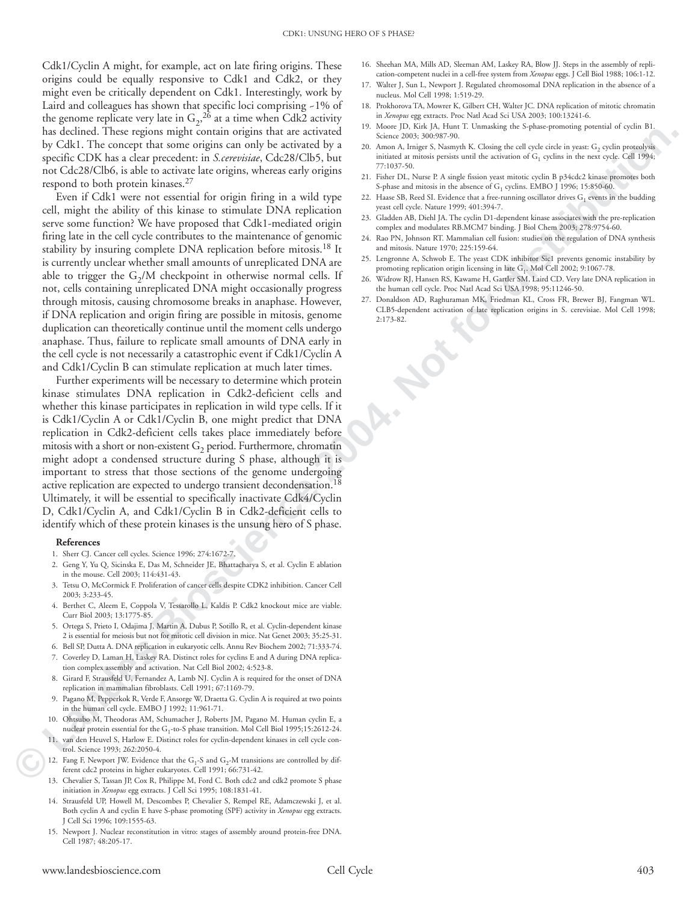Cdk1/Cyclin A might, for example, act on late firing origins. These origins could be equally responsive to Cdk1 and Cdk2, or they might even be critically dependent on Cdk1. Interestingly, work by Laird and colleagues has shown that specific loci comprising ~1% of the genome replicate very late in $G_2$,[26] at a time when Cdk2 activity has declined. These regions might contain origins that are activated by Cdk1. The concept that some origins can only be activated by a specific CDK has a clear precedent: in *S.cerevisiae*, Cdc28/Clb5, but not Cdc28/Clb6, is able to activate late origins, whereas early origins respond to both protein kinases.[27]

Even if Cdk1 were not essential for origin firing in a wild type cell, might the ability of this kinase to stimulate DNA replication serve some function? We have proposed that Cdk1-mediated origin firing late in the cell cycle contributes to the maintenance of genomic stability by insuring complete DNA replication before mitosis.[18] It is currently unclear whether small amounts of unreplicated DNA are able to trigger the $G_2$/M checkpoint in otherwise normal cells. If not, cells containing unreplicated DNA might occasionally progress through mitosis, causing chromosome breaks in anaphase. However, if DNA replication and origin firing are possible in mitosis, genome duplication can theoretically continue until the moment cells undergo anaphase. Thus, failure to replicate small amounts of DNA early in the cell cycle is not necessarily a catastrophic event if Cdk1/Cyclin A and Cdk1/Cyclin B can stimulate replication at much later times.

Further experiments will be necessary to determine which protein kinase stimulates DNA replication in Cdk2-deficient cells and whether this kinase participates in replication in wild type cells. If it is Cdk1/Cyclin A or Cdk1/Cyclin B, one might predict that DNA replication in Cdk2-deficient cells takes place immediately before mitosis with a short or non-existent $G_2$ period. Furthermore, chromatin might adopt a condensed structure during S phase, although it is important to stress that those sections of the genome undergoing active replication are expected to undergo transient decondensation.[18] Ultimately, it will be essential to specifically inactivate Cdk4/Cyclin D, Cdk1/Cyclin A, and Cdk1/Cyclin B in Cdk2-deficient cells to identify which of these protein kinases is the unsung hero of S phase.

#### References

1. Sherr CJ. Cancer cell cycles. Science 1996; 274:1672-7.
2. Geng Y, Yu Q, Sicinska E, Das M, Schneider JE, Bhattacharya S, et al. Cyclin E ablation in the mouse. Cell 2003; 114:431-43.
3. Tetsu O, McCormick F. Proliferation of cancer cells despite CDK2 inhibition. Cancer Cell 2003; 3:233-45.
4. Berthet C, Aleem E, Coppola V, Tessarollo L, Kaldis P. Cdk2 knockout mice are viable. Curr Biol 2003; 13:1775-85.
5. Ortega S, Prieto I, Odajima J, Martin A, Dubus P, Sotillo R, et al. Cyclin-dependent kinase 2 is essential for meiosis but not for mitotic cell division in mice. Nat Genet 2003; 35:25-31.
6. Bell SP, Dutta A. DNA replication in eukaryotic cells. Annu Rev Biochem 2002; 71:333-74.
7. Coverley D, Laman H, Laskey RA. Distinct roles for cyclins E and A during DNA replication complex assembly and activation. Nat Cell Biol 2002; 4:523-8.
8. Girard F, Strausfeld U, Fernandez A, Lamb NJ. Cyclin A is required for the onset of DNA replication in mammalian fibroblasts. Cell 1991; 67:1169-79.
9. Pagano M, Pepperkok R, Verde F, Ansorge W, Draetta G. Cyclin A is required at two points in the human cell cycle. EMBO J 1992; 11:961-71.
10. Ohtsubo M, Theodoras AM, Schumacher J, Roberts JM, Pagano M. Human cyclin E, a nuclear protein essential for the $G_1$-to-S phase transition. Mol Cell Biol 1995;15:2612-24.
11. van den Heuvel S, Harlow E. Distinct roles for cyclin-dependent kinases in cell cycle control. Science 1993; 262:2050-4.
12. Fang F, Newport JW. Evidence that the $G_1$-S and $G_2$-M transitions are controlled by different cdc2 proteins in higher eukaryotes. Cell 1991; 66:731-42.
13. Chevalier S, Tassan JP, Cox R, Philippe M, Ford C. Both cdc2 and cdk2 promote S phase initiation in *Xenopus* egg extracts. J Cell Sci 1995; 108:1831-41.
14. Strausfeld UP, Howell M, Descombes P, Chevalier S, Rempel RE, Adamczewski J, et al. Both cyclin A and cyclin E have S-phase promoting (SPF) activity in *Xenopus* egg extracts. J Cell Sci 1996; 109:1555-63.
15. Newport J. Nuclear reconstitution in vitro: stages of assembly around protein-free DNA. Cell 1987; 48:205-17.
16. Sheehan MA, Mills AD, Sleeman AM, Laskey RA, Blow JJ. Steps in the assembly of replication-competent nuclei in a cell-free system from *Xenopus* eggs. J Cell Biol 1988; 106:1-12.
17. Walter J, Sun L, Newport J. Regulated chromosomal DNA replication in the absence of a nucleus. Mol Cell 1998; 1:519-29.
18. Prokhorova TA, Mowrer K, Gilbert CH, Walter JC. DNA replication of mitotic chromatin in *Xenopus* egg extracts. Proc Natl Acad Sci USA 2003; 100:13241-6.
19. Moore JD, Kirk JA, Hunt T. Unmasking the S-phase-promoting potential of cyclin B1. Science 2003; 300:987-90.
20. Amon A, Irniger S, Nasmyth K. Closing the cell cycle circle in yeast: $G_2$ cyclin proteolysis initiated at mitosis persists until the activation of $G_1$ cyclins in the next cycle. Cell 1994; 77:1037-50.
21. Fisher DL, Nurse P. A single fission yeast mitotic cyclin B p34cdc2 kinase promotes both S-phase and mitosis in the absence of $G_1$ cyclins. EMBO J 1996; 15:850-60.
22. Haase SB, Reed SI. Evidence that a free-running oscillator drives $G_1$ events in the budding yeast cell cycle. Nature 1999; 401:394-7.
23. Gladden AB, Diehl JA. The cyclin D1-dependent kinase associates with the pre-replication complex and modulates RB.MCM7 binding. J Biol Chem 2003; 278:9754-60.
24. Rao PN, Johnson RT. Mammalian cell fusion: studies on the regulation of DNA synthesis and mitosis. Nature 1970; 225:159-64.
25. Lengronne A, Schwob E. The yeast CDK inhibitor Sic1 prevents genomic instability by promoting replication origin licensing in late $G_1$. Mol Cell 2002; 9:1067-78.
26. Widrow RJ, Hansen RS, Kawame H, Gartler SM, Laird CD. Very late DNA replication in the human cell cycle. Proc Natl Acad Sci USA 1998; 95:11246-50.
27. Donaldson AD, Raghuraman MK, Friedman KL, Cross FR, Brewer BJ, Fangman WL. CLB5-dependent activation of late replication origins in S. cerevisiae. Mol Cell 1998; 2:173-82.